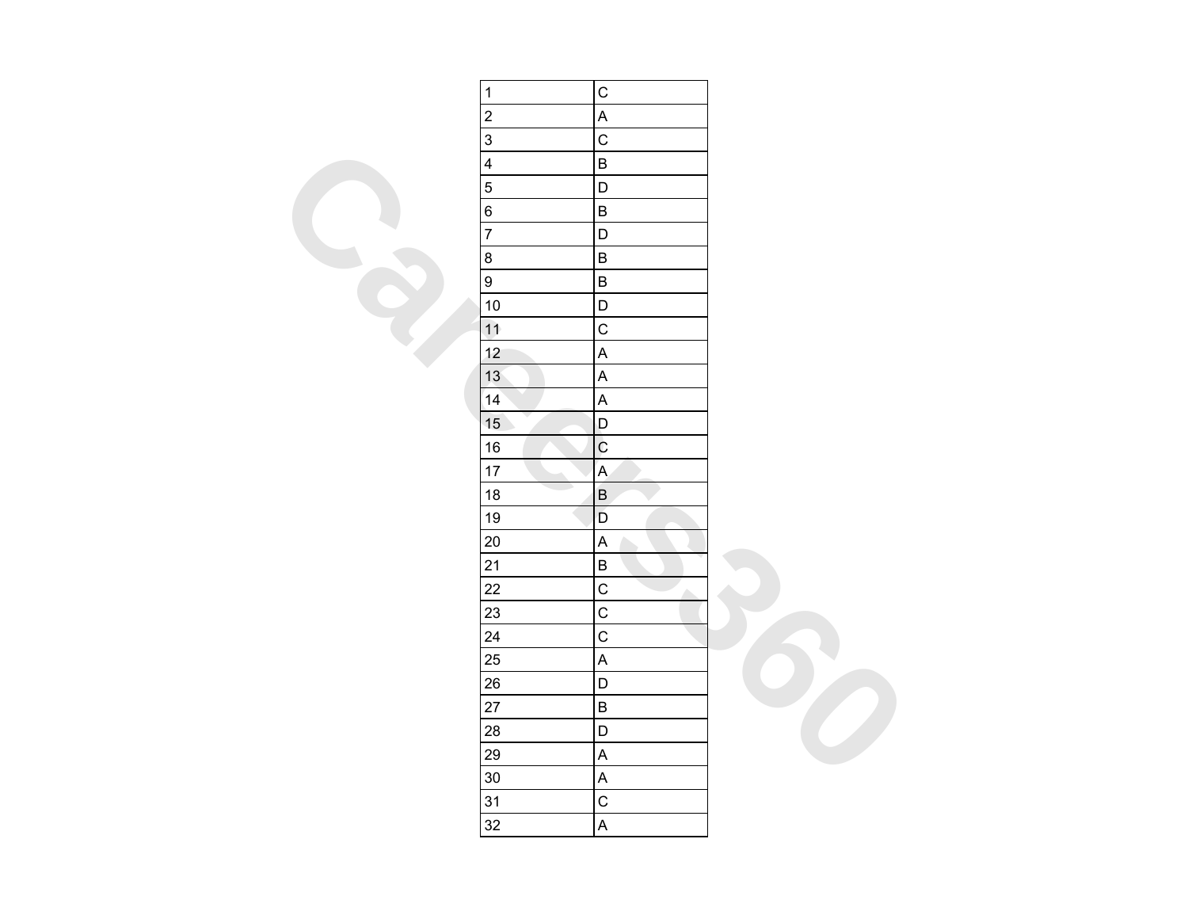| | |
|---|---|
| 1 | C |
| 2 | A |
| 3 | C |
| 4 | B |
| 5 | D |
| 6 | B |
| 7 | D |
| 8 | B |
| 9 | B |
| 10 | D |
| 11 | C |
| 12 | A |
| 13 | A |
| 14 | A |
| 15 | D |
| 16 | C |
| 17 | A |
| 18 | B |
| 19 | D |
| 20 | A |
| 21 | B |
| 22 | C |
| 23 | C |
| 24 | C |
| 25 | A |
| 26 | D |
| 27 | B |
| 28 | D |
| 29 | A |
| 30 | A |
| 31 | C |
| 32 | A |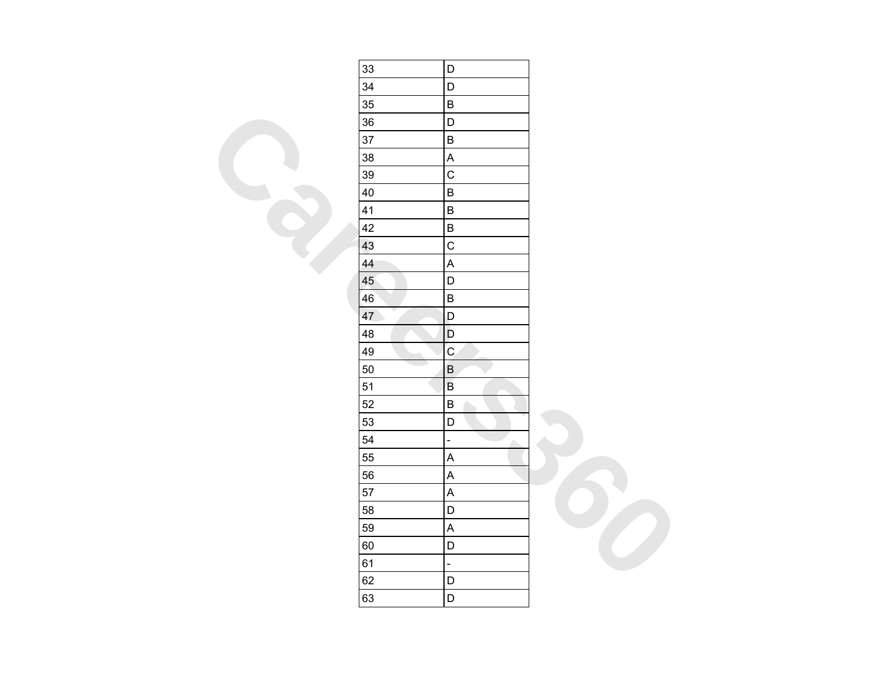| 33 | D |
|---|---|
| 34 | D |
| 35 | B |
| 36 | D |
| 37 | B |
| 38 | A |
| 39 | C |
| 40 | B |
| 41 | B |
| 42 | B |
| 43 | C |
| 44 | A |
| 45 | D |
| 46 | B |
| 47 | D |
| 48 | D |
| 49 | C |
| 50 | B |
| 51 | B |
| 52 | B |
| 53 | D |
| 54 | - |
| 55 | A |
| 56 | A |
| 57 | A |
| 58 | D |
| 59 | A |
| 60 | D |
| 61 | - |
| 62 | D |
| 63 | D |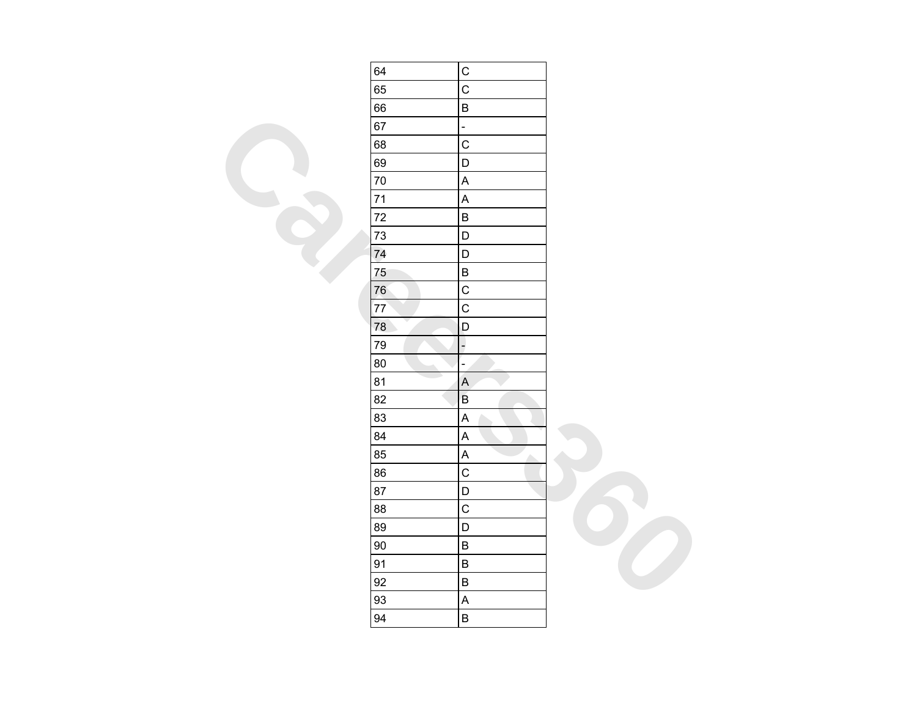| 64 | C |
|---|---|
| 65 | C |
| 66 | B |
| 67 | - |
| 68 | C |
| 69 | D |
| 70 | A |
| 71 | A |
| 72 | B |
| 73 | D |
| 74 | D |
| 75 | B |
| 76 | C |
| 77 | C |
| 78 | D |
| 79 | - |
| 80 | - |
| 81 | A |
| 82 | B |
| 83 | A |
| 84 | A |
| 85 | A |
| 86 | C |
| 87 | D |
| 88 | C |
| 89 | D |
| 90 | B |
| 91 | B |
| 92 | B |
| 93 | A |
| 94 | B |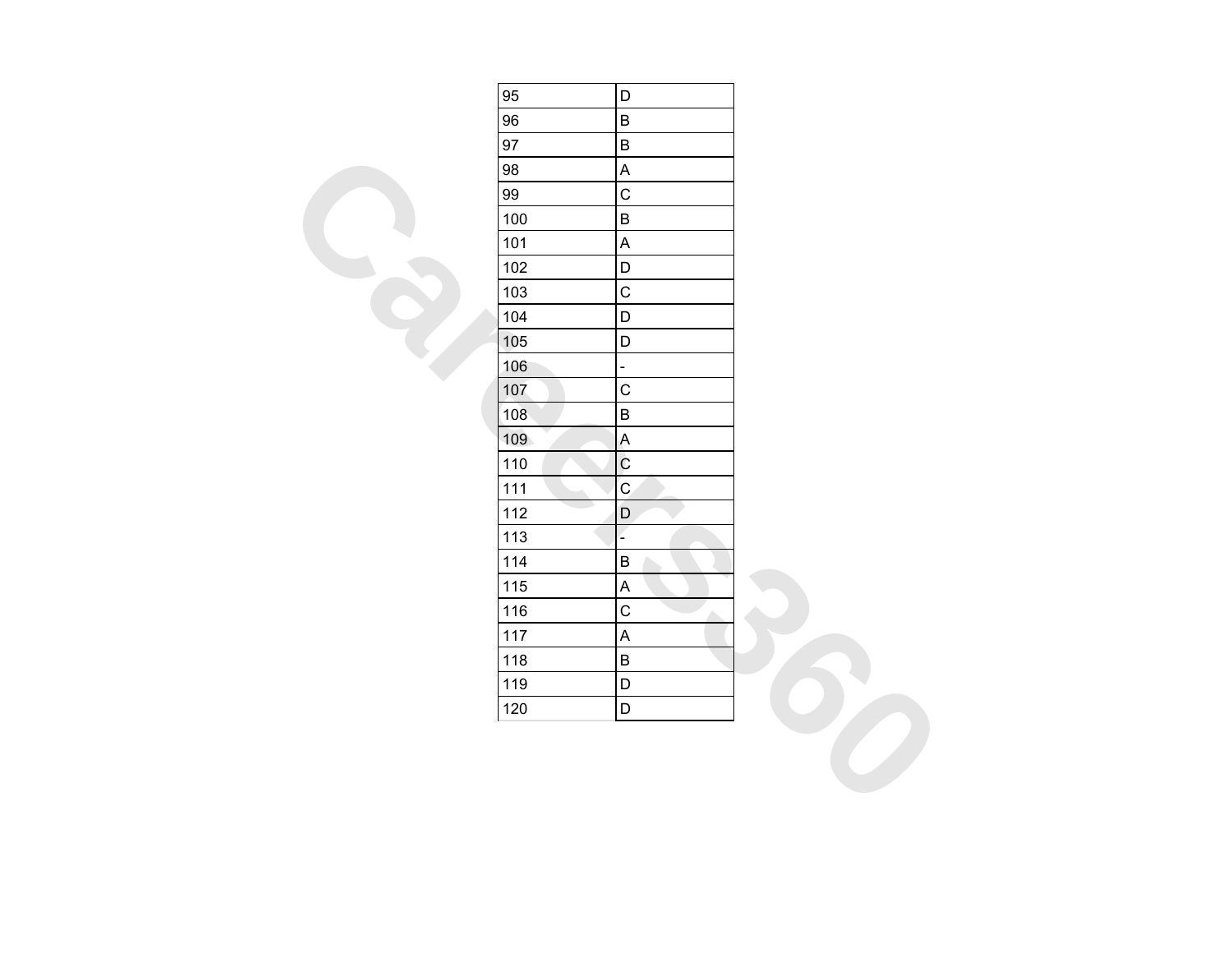| | |
|---|---|
| 95 | D |
| 96 | B |
| 97 | B |
| 98 | A |
| 99 | C |
| 100 | B |
| 101 | A |
| 102 | D |
| 103 | C |
| 104 | D |
| 105 | D |
| 106 | - |
| 107 | C |
| 108 | B |
| 109 | A |
| 110 | C |
| 111 | C |
| 112 | D |
| 113 | - |
| 114 | B |
| 115 | A |
| 116 | C |
| 117 | A |
| 118 | B |
| 119 | D |
| 120 | D |